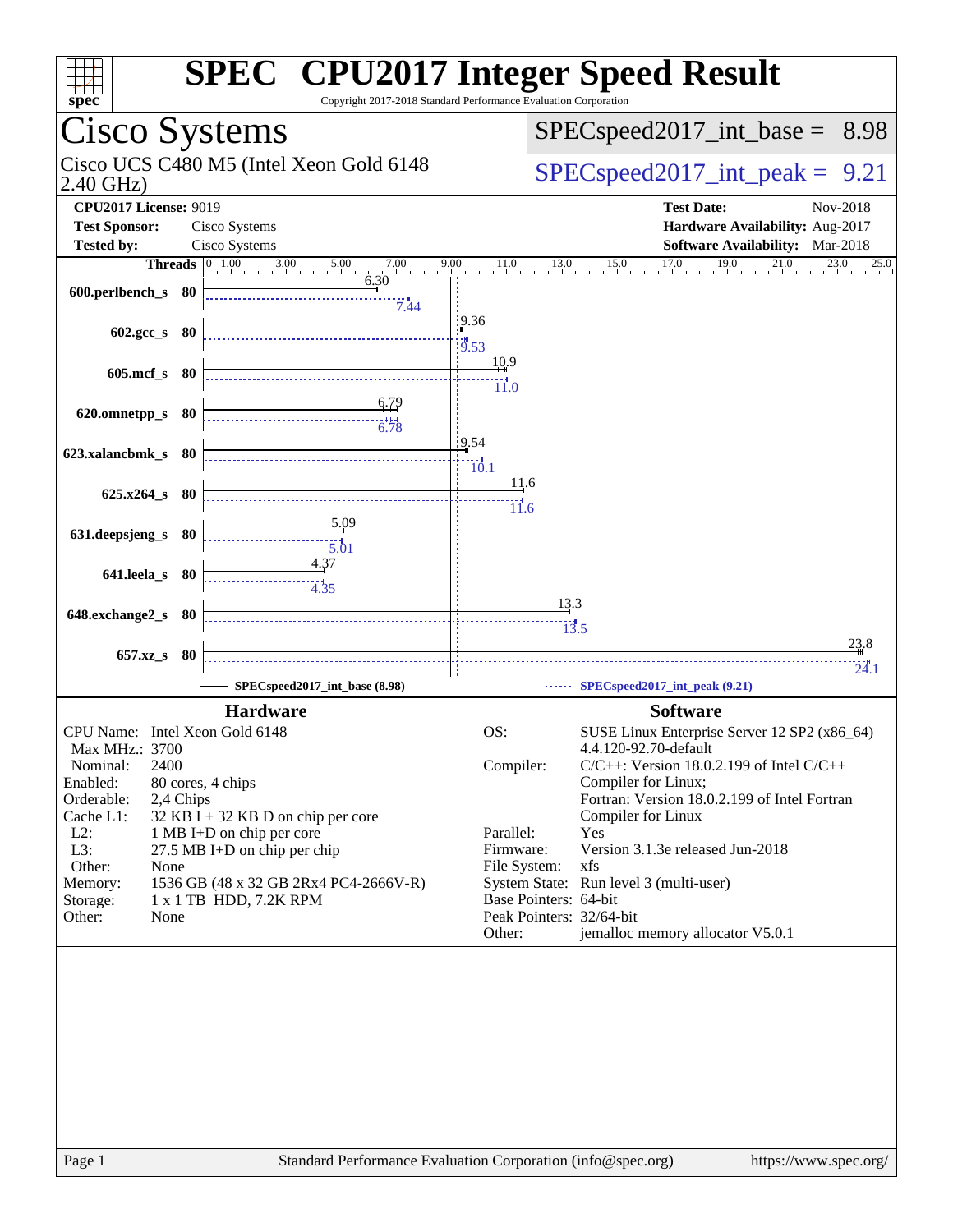# SPEC® CPU2017 Integer Speed Result

Copyright 2017-2018 Standard Performance Evaluation Corporation

## Cisco Systems

Cisco UCS C480 M5 (Intel Xeon Gold 6148 2.40 GHz)

**SPECspeed2017_int_base = 8.98**

**SPECspeed2017_int_peak = 9.21**

| | | | | |
|---|---|---|---|---|
| **CPU2017 License:** | 9019 | | **Test Date:** | Nov-2018 |
| **Test Sponsor:** | Cisco Systems | | **Hardware Availability:** | Aug-2017 |
| **Tested by:** | Cisco Systems | | **Software Availability:** | Mar-2018 |

| Benchmark | Threads | Base | Peak |
|---|---|---|---|
| 600.perlbench_s | 80 | 6.30 | 7.44 |
| 602.gcc_s | 80 | 9.36 | 9.53 |
| 605.mcf_s | 80 | 10.9 | 11.0 |
| 620.omnetpp_s | 80 | 6.79 | 6.78 |
| 623.xalancbmk_s | 80 | 9.54 | 10.1 |
| 625.x264_s | 80 | 11.6 | 11.6 |
| 631.deepsjeng_s | 80 | 5.09 | 5.01 |
| 641.leela_s | 80 | 4.37 | 4.35 |
| 648.exchange2_s | 80 | 13.3 | 13.5 |
| 657.xz_s | 80 | 23.8 | 24.1 |

SPECspeed2017_int_base (8.98) — SPECspeed2017_int_peak (9.21)

### Hardware

- **CPU Name:** Intel Xeon Gold 6148
- **Max MHz.:** 3700
- **Nominal:** 2400
- **Enabled:** 80 cores, 4 chips
- **Orderable:** 2,4 Chips
- **Cache L1:** 32 KB I + 32 KB D on chip per core
- **L2:** 1 MB I+D on chip per core
- **L3:** 27.5 MB I+D on chip per chip
- **Other:** None
- **Memory:** 1536 GB (48 x 32 GB 2Rx4 PC4-2666V-R)
- **Storage:** 1 x 1 TB HDD, 7.2K RPM
- **Other:** None

### Software

- **OS:** SUSE Linux Enterprise Server 12 SP2 (x86_64) 4.4.120-92.70-default
- **Compiler:** C/C++: Version 18.0.2.199 of Intel C/C++ Compiler for Linux; Fortran: Version 18.0.2.199 of Intel Fortran Compiler for Linux
- **Parallel:** Yes
- **Firmware:** Version 3.1.3e released Jun-2018
- **File System:** xfs
- **System State:** Run level 3 (multi-user)
- **Base Pointers:** 64-bit
- **Peak Pointers:** 32/64-bit
- **Other:** jemalloc memory allocator V5.0.1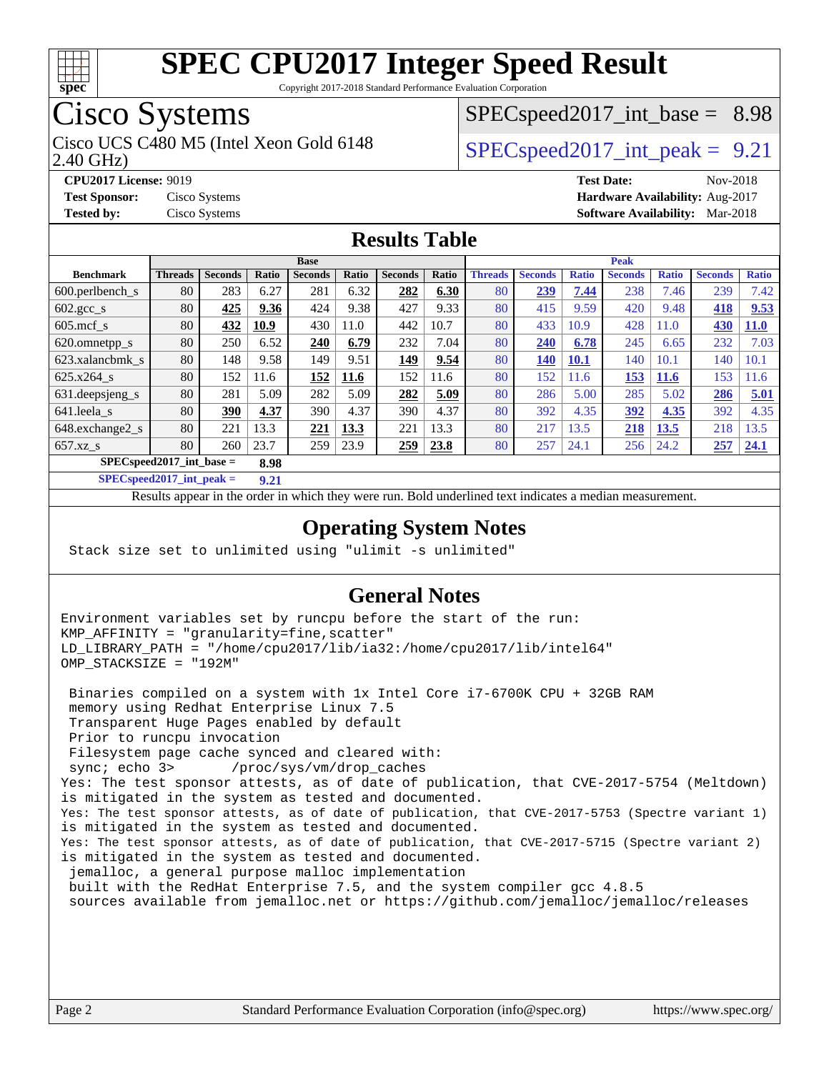# SPEC CPU2017 Integer Speed Result

Copyright 2017-2018 Standard Performance Evaluation Corporation

## Cisco Systems

Cisco UCS C480 M5 (Intel Xeon Gold 6148 2.40 GHz)

SPECspeed2017_int_base = 8.98

SPECspeed2017_int_peak = 9.21

**CPU2017 License:** 9019
**Test Sponsor:** Cisco Systems
**Tested by:** Cisco Systems

**Test Date:** Nov-2018
**Hardware Availability:** Aug-2017
**Software Availability:** Mar-2018

## Results Table

| Benchmark | Base | | | | | | | Peak | | | | | | |
|---|---|---|---|---|---|---|---|---|---|---|---|---|---|---|
| | Threads | Seconds | Ratio | Seconds | Ratio | Seconds | Ratio | Threads | Seconds | Ratio | Seconds | Ratio | Seconds | Ratio |
| 600.perlbench_s | 80 | 283 | 6.27 | 281 | 6.32 | **282** | **6.30** | 80 | **239** | **7.44** | 238 | 7.46 | 239 | 7.42 |
| 602.gcc_s | 80 | **425** | **9.36** | 424 | 9.38 | 427 | 9.33 | 80 | 415 | 9.59 | 420 | 9.48 | **418** | **9.53** |
| 605.mcf_s | 80 | **432** | **10.9** | 430 | 11.0 | 442 | 10.7 | 80 | 433 | 10.9 | 428 | 11.0 | **430** | **11.0** |
| 620.omnetpp_s | 80 | 250 | 6.52 | **240** | **6.79** | 232 | 7.04 | 80 | **240** | **6.78** | 245 | 6.65 | 232 | 7.03 |
| 623.xalancbmk_s | 80 | 148 | 9.58 | 149 | 9.51 | **149** | **9.54** | 80 | **140** | **10.1** | 140 | 10.1 | 140 | 10.1 |
| 625.x264_s | 80 | 152 | 11.6 | **152** | **11.6** | 152 | 11.6 | 80 | 152 | 11.6 | **153** | **11.6** | 153 | 11.6 |
| 631.deepsjeng_s | 80 | 281 | 5.09 | 282 | 5.09 | **282** | **5.09** | 80 | 286 | 5.00 | 285 | 5.02 | **286** | **5.01** |
| 641.leela_s | 80 | **390** | **4.37** | 390 | 4.37 | 390 | 4.37 | 80 | 392 | 4.35 | **392** | **4.35** | 392 | 4.35 |
| 648.exchange2_s | 80 | 221 | 13.3 | **221** | **13.3** | 221 | 13.3 | 80 | 217 | 13.5 | **218** | **13.5** | 218 | 13.5 |
| 657.xz_s | 80 | 260 | 23.7 | 259 | 23.9 | **259** | **23.8** | 80 | 257 | 24.1 | 256 | 24.2 | **257** | **24.1** |
| **SPECspeed2017_int_base =** | **8.98** | | | | | | | | | | | | | |
| **SPECspeed2017_int_peak =** | **9.21** | | | | | | | | | | | | | |

Results appear in the order in which they were run. Bold underlined text indicates a median measurement.

## Operating System Notes

```
Stack size set to unlimited using "ulimit -s unlimited"
```

## General Notes

```
Environment variables set by runcpu before the start of the run:
KMP_AFFINITY = "granularity=fine,scatter"
LD_LIBRARY_PATH = "/home/cpu2017/lib/ia32:/home/cpu2017/lib/intel64"
OMP_STACKSIZE = "192M"

 Binaries compiled on a system with 1x Intel Core i7-6700K CPU + 32GB RAM
 memory using Redhat Enterprise Linux 7.5
 Transparent Huge Pages enabled by default
 Prior to runcpu invocation
 Filesystem page cache synced and cleared with:
 sync; echo 3>       /proc/sys/vm/drop_caches
Yes: The test sponsor attests, as of date of publication, that CVE-2017-5754 (Meltdown)
is mitigated in the system as tested and documented.
Yes: The test sponsor attests, as of date of publication, that CVE-2017-5753 (Spectre variant 1)
is mitigated in the system as tested and documented.
Yes: The test sponsor attests, as of date of publication, that CVE-2017-5715 (Spectre variant 2)
is mitigated in the system as tested and documented.
 jemalloc, a general purpose malloc implementation
 built with the RedHat Enterprise 7.5, and the system compiler gcc 4.8.5
 sources available from jemalloc.net or https://github.com/jemalloc/jemalloc/releases
```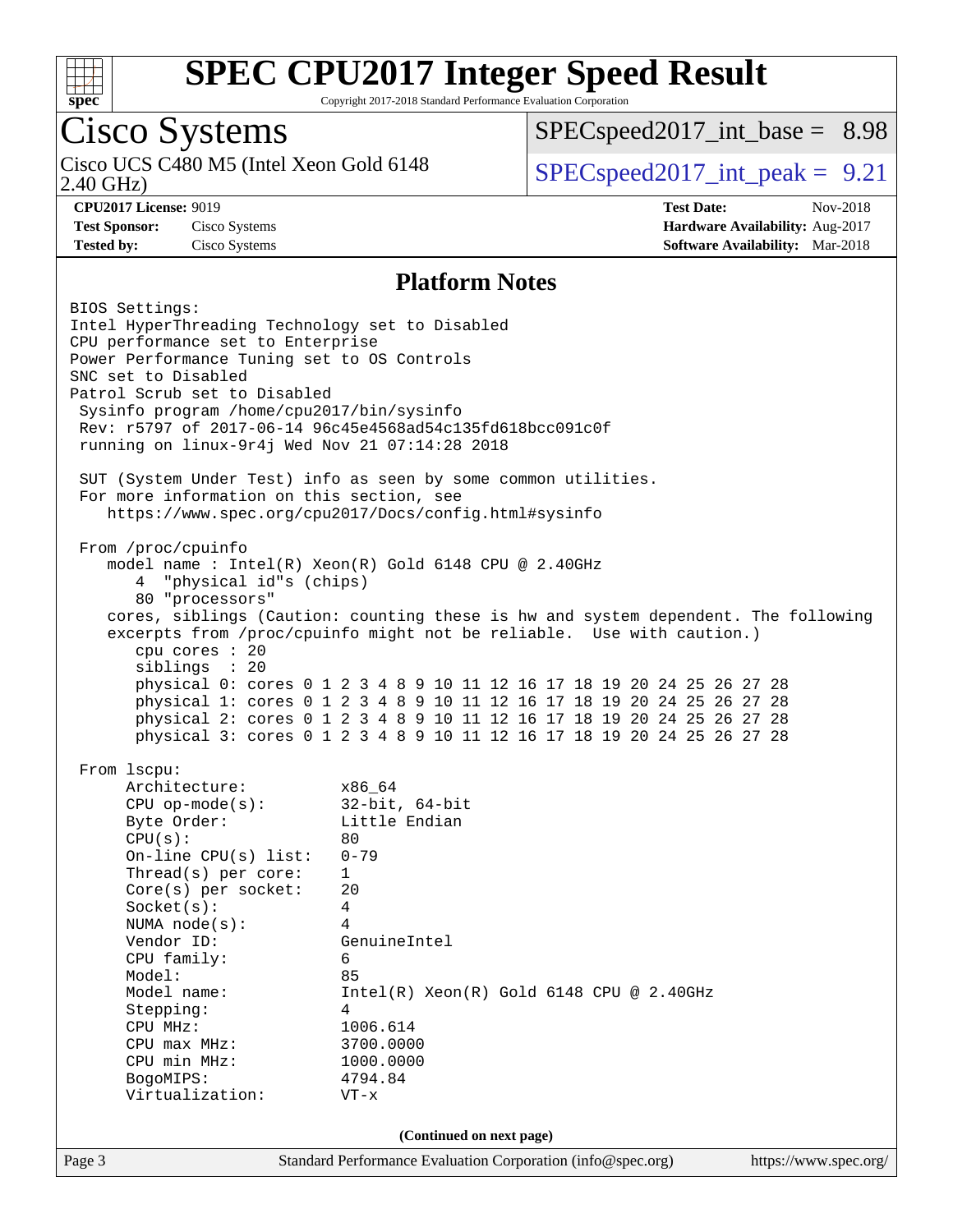# SPEC CPU2017 Integer Speed Result

Copyright 2017-2018 Standard Performance Evaluation Corporation

## Cisco Systems

Cisco UCS C480 M5 (Intel Xeon Gold 6148 2.40 GHz)

SPECspeed2017_int_base = 8.98

SPECspeed2017_int_peak = 9.21

**CPU2017 License:** 9019
**Test Sponsor:** Cisco Systems
**Tested by:** Cisco Systems
**Test Date:** Nov-2018
**Hardware Availability:** Aug-2017
**Software Availability:** Mar-2018

### Platform Notes

```
BIOS Settings:
Intel HyperThreading Technology set to Disabled
CPU performance set to Enterprise
Power Performance Tuning set to OS Controls
SNC set to Disabled
Patrol Scrub set to Disabled
 Sysinfo program /home/cpu2017/bin/sysinfo
 Rev: r5797 of 2017-06-14 96c45e4568ad54c135fd618bcc091c0f
 running on linux-9r4j Wed Nov 21 07:14:28 2018

 SUT (System Under Test) info as seen by some common utilities.
 For more information on this section, see
    https://www.spec.org/cpu2017/Docs/config.html#sysinfo

 From /proc/cpuinfo
    model name : Intel(R) Xeon(R) Gold 6148 CPU @ 2.40GHz
       4  "physical id"s (chips)
       80 "processors"
    cores, siblings (Caution: counting these is hw and system dependent. The following
    excerpts from /proc/cpuinfo might not be reliable.  Use with caution.)
       cpu cores : 20
       siblings  : 20
       physical 0: cores 0 1 2 3 4 8 9 10 11 12 16 17 18 19 20 24 25 26 27 28
       physical 1: cores 0 1 2 3 4 8 9 10 11 12 16 17 18 19 20 24 25 26 27 28
       physical 2: cores 0 1 2 3 4 8 9 10 11 12 16 17 18 19 20 24 25 26 27 28
       physical 3: cores 0 1 2 3 4 8 9 10 11 12 16 17 18 19 20 24 25 26 27 28

 From lscpu:
      Architecture:          x86_64
      CPU op-mode(s):        32-bit, 64-bit
      Byte Order:            Little Endian
      CPU(s):                80
      On-line CPU(s) list:   0-79
      Thread(s) per core:    1
      Core(s) per socket:    20
      Socket(s):             4
      NUMA node(s):          4
      Vendor ID:             GenuineIntel
      CPU family:            6
      Model:                 85
      Model name:            Intel(R) Xeon(R) Gold 6148 CPU @ 2.40GHz
      Stepping:              4
      CPU MHz:               1006.614
      CPU max MHz:           3700.0000
      CPU min MHz:           1000.0000
      BogoMIPS:              4794.84
      Virtualization:        VT-x
```

**(Continued on next page)**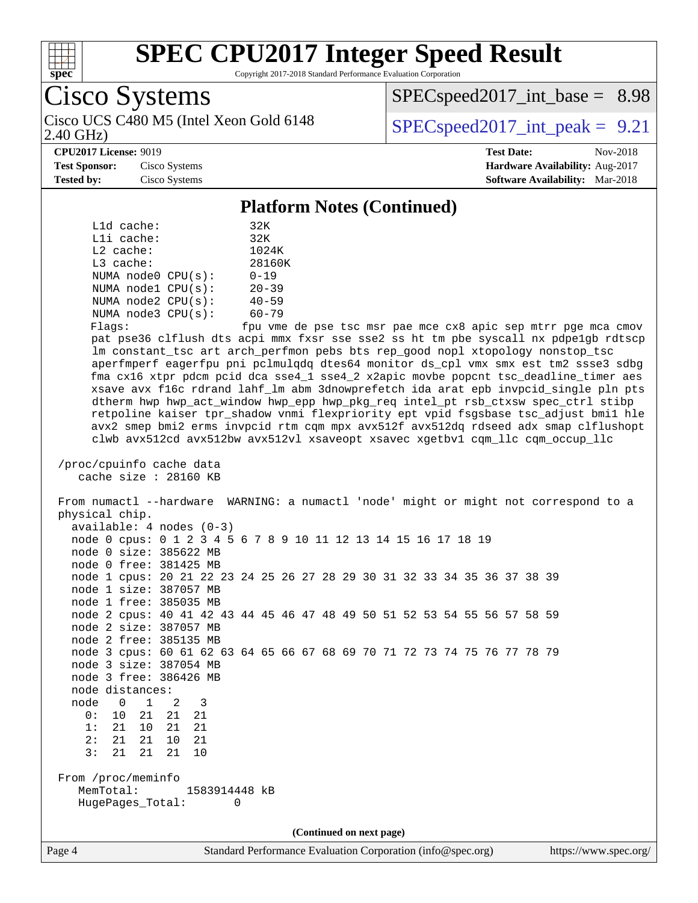## Platform Notes (Continued)

```
     L1d cache:                32K
     L1i cache:                32K
     L2 cache:                 1024K
     L3 cache:                 28160K
     NUMA node0 CPU(s):        0-19
     NUMA node1 CPU(s):        20-39
     NUMA node2 CPU(s):        40-59
     NUMA node3 CPU(s):        60-79
     Flags:                    fpu vme de pse tsc msr pae mce cx8 apic sep mtrr pge mca cmov
     pat pse36 clflush dts acpi mmx fxsr sse sse2 ss ht tm pbe syscall nx pdpe1gb rdtscp
     lm constant_tsc art arch_perfmon pebs bts rep_good nopl xtopology nonstop_tsc
     aperfmperf eagerfpu pni pclmulqdq dtes64 monitor ds_cpl vmx smx est tm2 ssse3 sdbg
     fma cx16 xtpr pdcm pcid dca sse4_1 sse4_2 x2apic movbe popcnt tsc_deadline_timer aes
     xsave avx f16c rdrand lahf_lm abm 3dnowprefetch ida arat epb invpcid_single pln pts
     dtherm hwp hwp_act_window hwp_epp hwp_pkg_req intel_pt rsb_ctxsw spec_ctrl stibp
     retpoline kaiser tpr_shadow vnmi flexpriority ept vpid fsgsbase tsc_adjust bmi1 hle
     avx2 smep bmi2 erms invpcid rtm cqm mpx avx512f avx512dq rdseed adx smap clflushopt
     clwb avx512cd avx512bw avx512vl xsaveopt xsavec xgetbv1 cqm_llc cqm_occup_llc

 /proc/cpuinfo cache data
    cache size : 28160 KB

 From numactl --hardware  WARNING: a numactl 'node' might or might not correspond to a
 physical chip.
   available: 4 nodes (0-3)
   node 0 cpus: 0 1 2 3 4 5 6 7 8 9 10 11 12 13 14 15 16 17 18 19
   node 0 size: 385622 MB
   node 0 free: 381425 MB
   node 1 cpus: 20 21 22 23 24 25 26 27 28 29 30 31 32 33 34 35 36 37 38 39
   node 1 size: 387057 MB
   node 1 free: 385035 MB
   node 2 cpus: 40 41 42 43 44 45 46 47 48 49 50 51 52 53 54 55 56 57 58 59
   node 2 size: 387057 MB
   node 2 free: 385135 MB
   node 3 cpus: 60 61 62 63 64 65 66 67 68 69 70 71 72 73 74 75 76 77 78 79
   node 3 size: 387054 MB
   node 3 free: 386426 MB
   node distances:
   node   0   1   2   3
     0:  10  21  21  21
     1:  21  10  21  21
     2:  21  21  10  21
     3:  21  21  21  10

 From /proc/meminfo
    MemTotal:       1583914448 kB
    HugePages_Total:       0
```

(Continued on next page)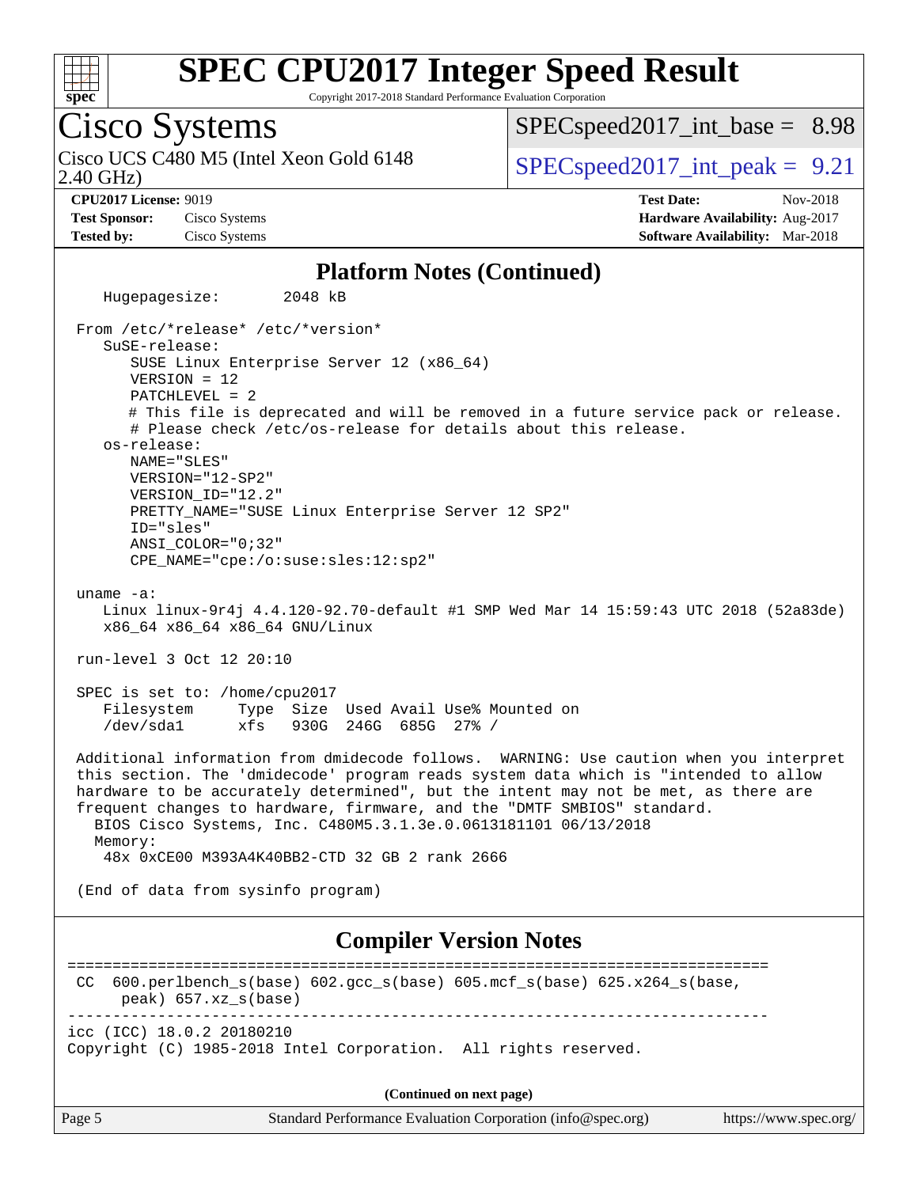# SPEC CPU2017 Integer Speed Result

Copyright 2017-2018 Standard Performance Evaluation Corporation

## Cisco Systems

Cisco UCS C480 M5 (Intel Xeon Gold 6148 2.40 GHz)

SPECspeed2017_int_base = 8.98

SPECspeed2017_int_peak = 9.21

**CPU2017 License:** 9019
**Test Sponsor:** Cisco Systems
**Tested by:** Cisco Systems

**Test Date:** Nov-2018
**Hardware Availability:** Aug-2017
**Software Availability:** Mar-2018

### Platform Notes (Continued)

```
   Hugepagesize:        2048 kB

 From /etc/*release* /etc/*version*
    SuSE-release:
       SUSE Linux Enterprise Server 12 (x86_64)
       VERSION = 12
       PATCHLEVEL = 2
       # This file is deprecated and will be removed in a future service pack or release.
       # Please check /etc/os-release for details about this release.
    os-release:
       NAME="SLES"
       VERSION="12-SP2"
       VERSION_ID="12.2"
       PRETTY_NAME="SUSE Linux Enterprise Server 12 SP2"
       ID="sles"
       ANSI_COLOR="0;32"
       CPE_NAME="cpe:/o:suse:sles:12:sp2"

 uname -a:
    Linux linux-9r4j 4.4.120-92.70-default #1 SMP Wed Mar 14 15:59:43 UTC 2018 (52a83de)
    x86_64 x86_64 x86_64 GNU/Linux

 run-level 3 Oct 12 20:10

 SPEC is set to: /home/cpu2017
    Filesystem     Type  Size  Used Avail Use% Mounted on
    /dev/sda1      xfs   930G  246G  685G  27% /

 Additional information from dmidecode follows.  WARNING: Use caution when you interpret
 this section. The 'dmidecode' program reads system data which is "intended to allow
 hardware to be accurately determined", but the intent may not be met, as there are
 frequent changes to hardware, firmware, and the "DMTF SMBIOS" standard.
   BIOS Cisco Systems, Inc. C480M5.3.1.3e.0.0613181101 06/13/2018
   Memory:
    48x 0xCE00 M393A4K40BB2-CTD 32 GB 2 rank 2666

 (End of data from sysinfo program)
```

### Compiler Version Notes

```
==============================================================================
 CC  600.perlbench_s(base) 602.gcc_s(base) 605.mcf_s(base) 625.x264_s(base,
      peak) 657.xz_s(base)
------------------------------------------------------------------------------
icc (ICC) 18.0.2 20180210
Copyright (C) 1985-2018 Intel Corporation.  All rights reserved.
```

**(Continued on next page)**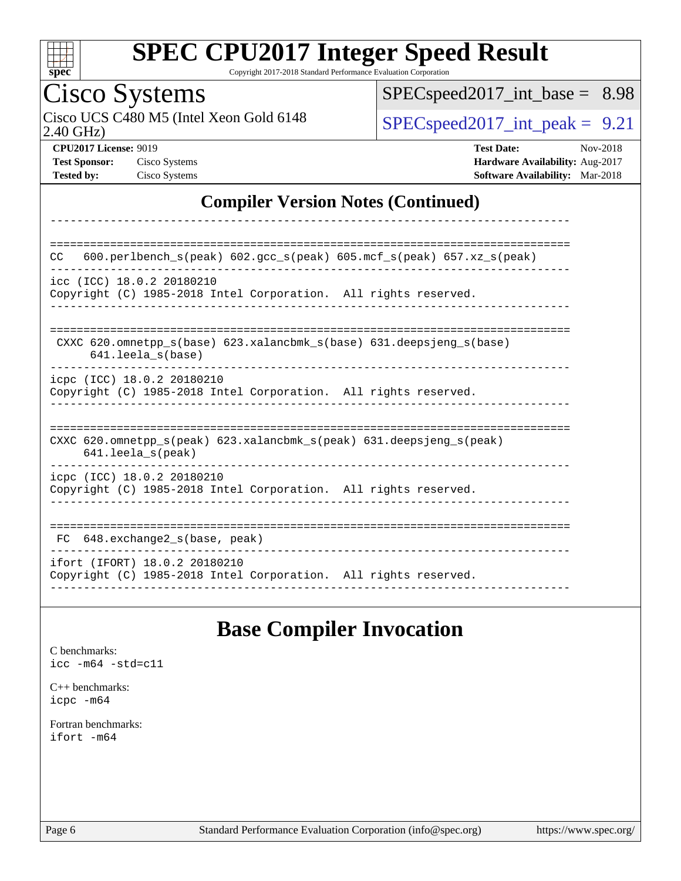## Compiler Version Notes (Continued)

```
------------------------------------------------------------------------------

==============================================================================
CC   600.perlbench_s(peak) 602.gcc_s(peak) 605.mcf_s(peak) 657.xz_s(peak)
------------------------------------------------------------------------------
icc (ICC) 18.0.2 20180210
Copyright (C) 1985-2018 Intel Corporation.  All rights reserved.
------------------------------------------------------------------------------

==============================================================================
 CXXC 620.omnetpp_s(base) 623.xalancbmk_s(base) 631.deepsjeng_s(base)
      641.leela_s(base)
------------------------------------------------------------------------------
icpc (ICC) 18.0.2 20180210
Copyright (C) 1985-2018 Intel Corporation.  All rights reserved.
------------------------------------------------------------------------------

==============================================================================
CXXC 620.omnetpp_s(peak) 623.xalancbmk_s(peak) 631.deepsjeng_s(peak)
     641.leela_s(peak)
------------------------------------------------------------------------------
icpc (ICC) 18.0.2 20180210
Copyright (C) 1985-2018 Intel Corporation.  All rights reserved.
------------------------------------------------------------------------------

==============================================================================
 FC  648.exchange2_s(base, peak)
------------------------------------------------------------------------------
ifort (IFORT) 18.0.2 20180210
Copyright (C) 1985-2018 Intel Corporation.  All rights reserved.
------------------------------------------------------------------------------
```

## Base Compiler Invocation

C benchmarks:
```
icc -m64 -std=c11
```

C++ benchmarks:
```
icpc -m64
```

Fortran benchmarks:
```
ifort -m64
```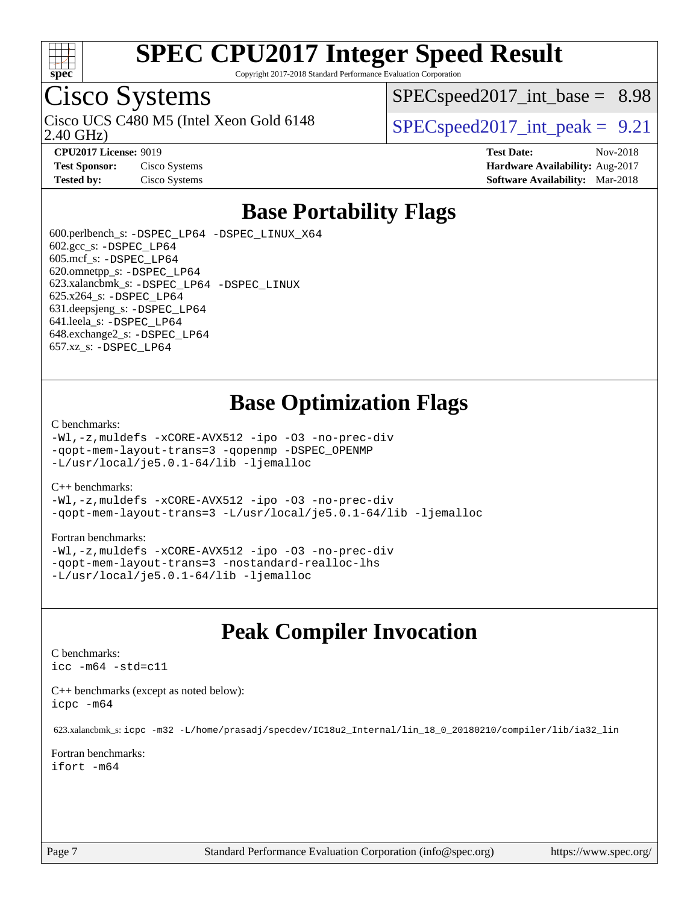# SPEC CPU2017 Integer Speed Result

Copyright 2017-2018 Standard Performance Evaluation Corporation

## Cisco Systems

Cisco UCS C480 M5 (Intel Xeon Gold 6148 2.40 GHz)

SPECspeed2017_int_base = 8.98

SPECspeed2017_int_peak = 9.21

**CPU2017 License:** 9019
**Test Sponsor:** Cisco Systems
**Tested by:** Cisco Systems

**Test Date:** Nov-2018
**Hardware Availability:** Aug-2017
**Software Availability:** Mar-2018

## Base Portability Flags

600.perlbench_s: `-DSPEC_LP64 -DSPEC_LINUX_X64`
602.gcc_s: `-DSPEC_LP64`
605.mcf_s: `-DSPEC_LP64`
620.omnetpp_s: `-DSPEC_LP64`
623.xalancbmk_s: `-DSPEC_LP64 -DSPEC_LINUX`
625.x264_s: `-DSPEC_LP64`
631.deepsjeng_s: `-DSPEC_LP64`
641.leela_s: `-DSPEC_LP64`
648.exchange2_s: `-DSPEC_LP64`
657.xz_s: `-DSPEC_LP64`

## Base Optimization Flags

C benchmarks:
```
-Wl,-z,muldefs -xCORE-AVX512 -ipo -O3 -no-prec-div
-qopt-mem-layout-trans=3 -qopenmp -DSPEC_OPENMP
-L/usr/local/je5.0.1-64/lib -ljemalloc
```

C++ benchmarks:
```
-Wl,-z,muldefs -xCORE-AVX512 -ipo -O3 -no-prec-div
-qopt-mem-layout-trans=3 -L/usr/local/je5.0.1-64/lib -ljemalloc
```

Fortran benchmarks:
```
-Wl,-z,muldefs -xCORE-AVX512 -ipo -O3 -no-prec-div
-qopt-mem-layout-trans=3 -nostandard-realloc-lhs
-L/usr/local/je5.0.1-64/lib -ljemalloc
```

## Peak Compiler Invocation

C benchmarks:
```
icc -m64 -std=c11
```

C++ benchmarks (except as noted below):
```
icpc -m64
```

623.xalancbmk_s: `icpc -m32 -L/home/prasadj/specdev/IC18u2_Internal/lin_18_0_20180210/compiler/lib/ia32_lin`

Fortran benchmarks:
```
ifort -m64
```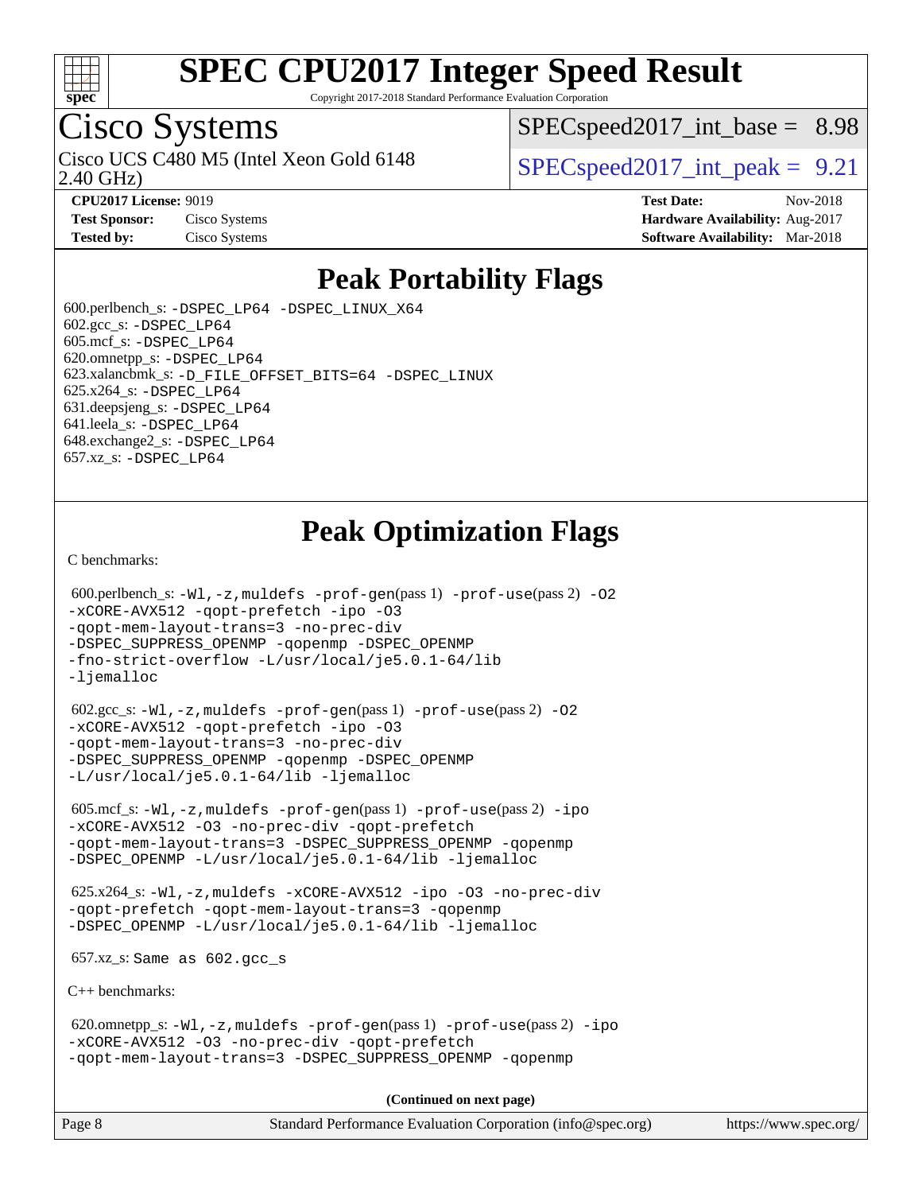# SPEC CPU2017 Integer Speed Result

Copyright 2017-2018 Standard Performance Evaluation Corporation

# Cisco Systems

Cisco UCS C480 M5 (Intel Xeon Gold 6148 2.40 GHz)

SPECspeed2017_int_base = 8.98

SPECspeed2017_int_peak = 9.21

**CPU2017 License:** 9019
**Test Sponsor:** Cisco Systems
**Tested by:** Cisco Systems

**Test Date:** Nov-2018
**Hardware Availability:** Aug-2017
**Software Availability:** Mar-2018

## Peak Portability Flags

600.perlbench_s: `-DSPEC_LP64 -DSPEC_LINUX_X64`
602.gcc_s: `-DSPEC_LP64`
605.mcf_s: `-DSPEC_LP64`
620.omnetpp_s: `-DSPEC_LP64`
623.xalancbmk_s: `-D_FILE_OFFSET_BITS=64 -DSPEC_LINUX`
625.x264_s: `-DSPEC_LP64`
631.deepsjeng_s: `-DSPEC_LP64`
641.leela_s: `-DSPEC_LP64`
648.exchange2_s: `-DSPEC_LP64`
657.xz_s: `-DSPEC_LP64`

## Peak Optimization Flags

C benchmarks:

600.perlbench_s: `-Wl,-z,muldefs -prof-gen`(pass 1) `-prof-use`(pass 2) `-O2 -xCORE-AVX512 -qopt-prefetch -ipo -O3 -qopt-mem-layout-trans=3 -no-prec-div -DSPEC_SUPPRESS_OPENMP -qopenmp -DSPEC_OPENMP -fno-strict-overflow -L/usr/local/je5.0.1-64/lib -ljemalloc`

602.gcc_s: `-Wl,-z,muldefs -prof-gen`(pass 1) `-prof-use`(pass 2) `-O2 -xCORE-AVX512 -qopt-prefetch -ipo -O3 -qopt-mem-layout-trans=3 -no-prec-div -DSPEC_SUPPRESS_OPENMP -qopenmp -DSPEC_OPENMP -L/usr/local/je5.0.1-64/lib -ljemalloc`

605.mcf_s: `-Wl,-z,muldefs -prof-gen`(pass 1) `-prof-use`(pass 2) `-ipo -xCORE-AVX512 -O3 -no-prec-div -qopt-prefetch -qopt-mem-layout-trans=3 -DSPEC_SUPPRESS_OPENMP -qopenmp -DSPEC_OPENMP -L/usr/local/je5.0.1-64/lib -ljemalloc`

625.x264_s: `-Wl,-z,muldefs -xCORE-AVX512 -ipo -O3 -no-prec-div -qopt-prefetch -qopt-mem-layout-trans=3 -qopenmp -DSPEC_OPENMP -L/usr/local/je5.0.1-64/lib -ljemalloc`

657.xz_s: Same as 602.gcc_s

C++ benchmarks:

620.omnetpp_s: `-Wl,-z,muldefs -prof-gen`(pass 1) `-prof-use`(pass 2) `-ipo -xCORE-AVX512 -O3 -no-prec-div -qopt-prefetch -qopt-mem-layout-trans=3 -DSPEC_SUPPRESS_OPENMP -qopenmp`

**(Continued on next page)**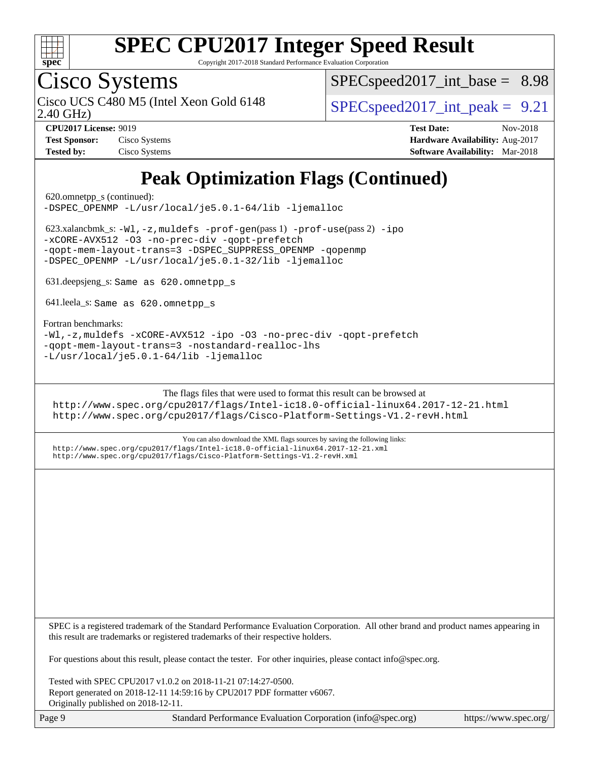# SPEC CPU2017 Integer Speed Result

Copyright 2017-2018 Standard Performance Evaluation Corporation

## Cisco Systems

Cisco UCS C480 M5 (Intel Xeon Gold 6148 2.40 GHz)

SPECspeed2017_int_base = 8.98

SPECspeed2017_int_peak = 9.21

**CPU2017 License:** 9019
**Test Sponsor:** Cisco Systems
**Tested by:** Cisco Systems

**Test Date:** Nov-2018
**Hardware Availability:** Aug-2017
**Software Availability:** Mar-2018

# Peak Optimization Flags (Continued)

620.omnetpp_s (continued):
```
-DSPEC_OPENMP -L/usr/local/je5.0.1-64/lib -ljemalloc
```

623.xalancbmk_s:
```
-Wl,-z,muldefs -prof-gen(pass 1) -prof-use(pass 2) -ipo
-xCORE-AVX512 -O3 -no-prec-div -qopt-prefetch
-qopt-mem-layout-trans=3 -DSPEC_SUPPRESS_OPENMP -qopenmp
-DSPEC_OPENMP -L/usr/local/je5.0.1-32/lib -ljemalloc
```

631.deepsjeng_s: Same as 620.omnetpp_s

641.leela_s: Same as 620.omnetpp_s

Fortran benchmarks:
```
-Wl,-z,muldefs -xCORE-AVX512 -ipo -O3 -no-prec-div -qopt-prefetch
-qopt-mem-layout-trans=3 -nostandard-realloc-lhs
-L/usr/local/je5.0.1-64/lib -ljemalloc
```

The flags files that were used to format this result can be browsed at
http://www.spec.org/cpu2017/flags/Intel-ic18.0-official-linux64.2017-12-21.html
http://www.spec.org/cpu2017/flags/Cisco-Platform-Settings-V1.2-revH.html

You can also download the XML flags sources by saving the following links:
http://www.spec.org/cpu2017/flags/Intel-ic18.0-official-linux64.2017-12-21.xml
http://www.spec.org/cpu2017/flags/Cisco-Platform-Settings-V1.2-revH.xml

SPEC is a registered trademark of the Standard Performance Evaluation Corporation. All other brand and product names appearing in this result are trademarks or registered trademarks of their respective holders.

For questions about this result, please contact the tester. For other inquiries, please contact info@spec.org.

Tested with SPEC CPU2017 v1.0.2 on 2018-11-21 07:14:27-0500.
Report generated on 2018-12-11 14:59:16 by CPU2017 PDF formatter v6067.
Originally published on 2018-12-11.